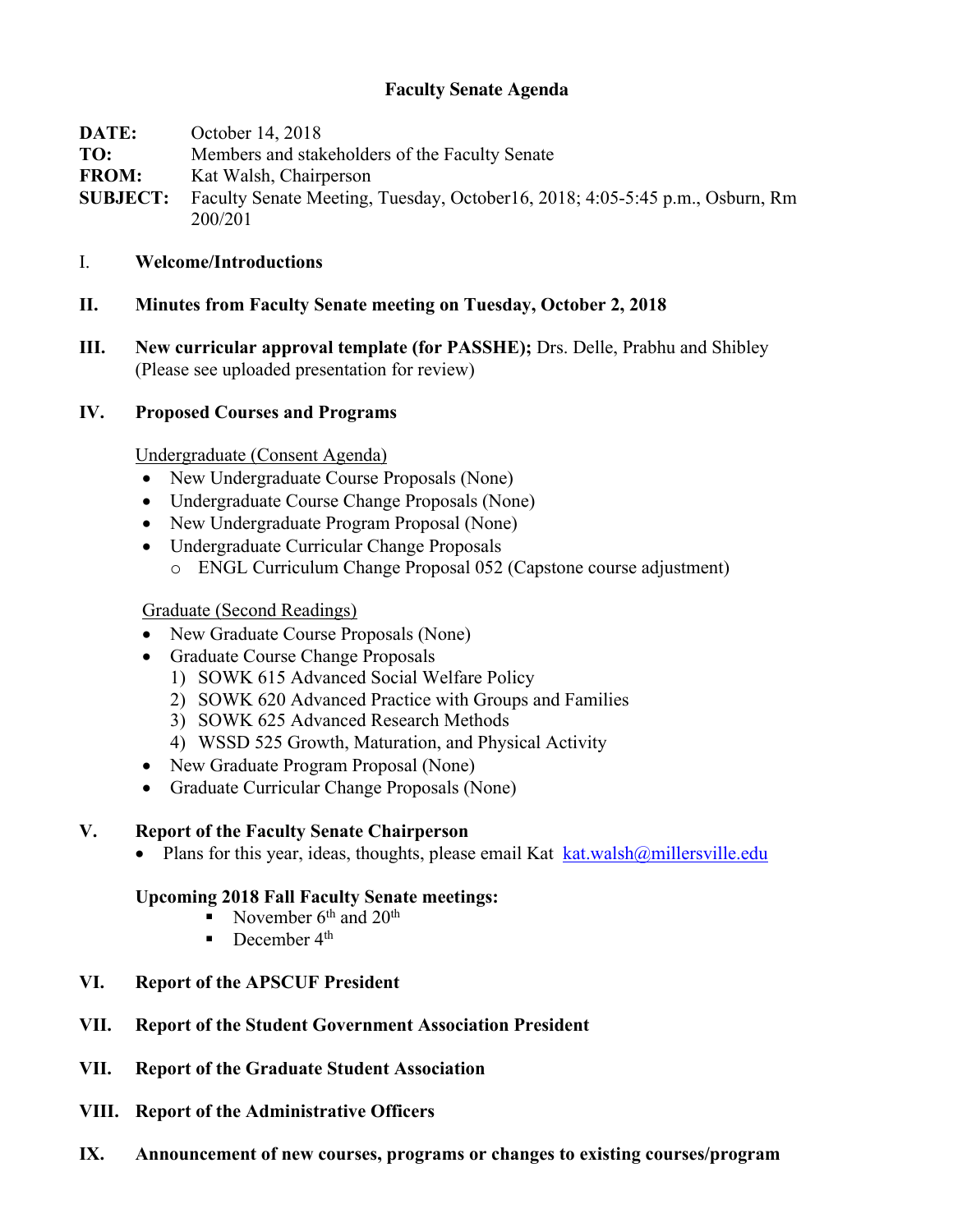# Faculty Senate Agenda

**DATE:** October 14, 2018
**TO:** Members and stakeholders of the Faculty Senate
**FROM:** Kat Walsh, Chairperson
**SUBJECT:** Faculty Senate Meeting, Tuesday, October16, 2018; 4:05-5:45 p.m., Osburn, Rm 200/201

I. **Welcome/Introductions**

**II. Minutes from Faculty Senate meeting on Tuesday, October 2, 2018**

**III. New curricular approval template (for PASSHE);** Drs. Delle, Prabhu and Shibley (Please see uploaded presentation for review)

**IV. Proposed Courses and Programs**

Undergraduate (Consent Agenda)

- New Undergraduate Course Proposals (None)
- Undergraduate Course Change Proposals (None)
- New Undergraduate Program Proposal (None)
- Undergraduate Curricular Change Proposals
  - ENGL Curriculum Change Proposal 052 (Capstone course adjustment)

Graduate (Second Readings)

- New Graduate Course Proposals (None)
- Graduate Course Change Proposals
  1) SOWK 615 Advanced Social Welfare Policy
  2) SOWK 620 Advanced Practice with Groups and Families
  3) SOWK 625 Advanced Research Methods
  4) WSSD 525 Growth, Maturation, and Physical Activity
- New Graduate Program Proposal (None)
- Graduate Curricular Change Proposals (None)

**V. Report of the Faculty Senate Chairperson**

- Plans for this year, ideas, thoughts, please email Kat kat.walsh@millersville.edu

**Upcoming 2018 Fall Faculty Senate meetings:**

- November 6th and 20th
- December 4th

**VI. Report of the APSCUF President**

**VII. Report of the Student Government Association President**

**VII. Report of the Graduate Student Association**

**VIII. Report of the Administrative Officers**

**IX. Announcement of new courses, programs or changes to existing courses/program**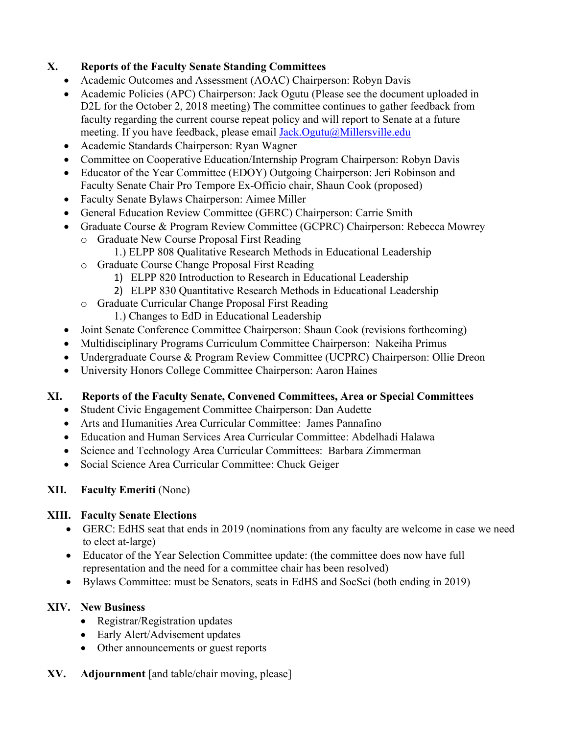## X. Reports of the Faculty Senate Standing Committees

- Academic Outcomes and Assessment (AOAC) Chairperson: Robyn Davis
- Academic Policies (APC) Chairperson: Jack Ogutu (Please see the document uploaded in D2L for the October 2, 2018 meeting) The committee continues to gather feedback from faculty regarding the current course repeat policy and will report to Senate at a future meeting. If you have feedback, please email Jack.Ogutu@Millersville.edu
- Academic Standards Chairperson: Ryan Wagner
- Committee on Cooperative Education/Internship Program Chairperson: Robyn Davis
- Educator of the Year Committee (EDOY) Outgoing Chairperson: Jeri Robinson and Faculty Senate Chair Pro Tempore Ex-Officio chair, Shaun Cook (proposed)
- Faculty Senate Bylaws Chairperson: Aimee Miller
- General Education Review Committee (GERC) Chairperson: Carrie Smith
- Graduate Course & Program Review Committee (GCPRC) Chairperson: Rebecca Mowrey
  - Graduate New Course Proposal First Reading
    1.) ELPP 808 Qualitative Research Methods in Educational Leadership
  - Graduate Course Change Proposal First Reading
    1) ELPP 820 Introduction to Research in Educational Leadership
    2) ELPP 830 Quantitative Research Methods in Educational Leadership
  - Graduate Curricular Change Proposal First Reading
    1.) Changes to EdD in Educational Leadership
- Joint Senate Conference Committee Chairperson: Shaun Cook (revisions forthcoming)
- Multidisciplinary Programs Curriculum Committee Chairperson: Nakeiha Primus
- Undergraduate Course & Program Review Committee (UCPRC) Chairperson: Ollie Dreon
- University Honors College Committee Chairperson: Aaron Haines

## XI. Reports of the Faculty Senate, Convened Committees, Area or Special Committees

- Student Civic Engagement Committee Chairperson: Dan Audette
- Arts and Humanities Area Curricular Committee: James Pannafino
- Education and Human Services Area Curricular Committee: Abdelhadi Halawa
- Science and Technology Area Curricular Committees: Barbara Zimmerman
- Social Science Area Curricular Committee: Chuck Geiger

## XII. Faculty Emeriti (None)

## XIII. Faculty Senate Elections

- GERC: EdHS seat that ends in 2019 (nominations from any faculty are welcome in case we need to elect at-large)
- Educator of the Year Selection Committee update: (the committee does now have full representation and the need for a committee chair has been resolved)
- Bylaws Committee: must be Senators, seats in EdHS and SocSci (both ending in 2019)

## XIV. New Business

- Registrar/Registration updates
- Early Alert/Advisement updates
- Other announcements or guest reports

## XV. Adjournment [and table/chair moving, please]